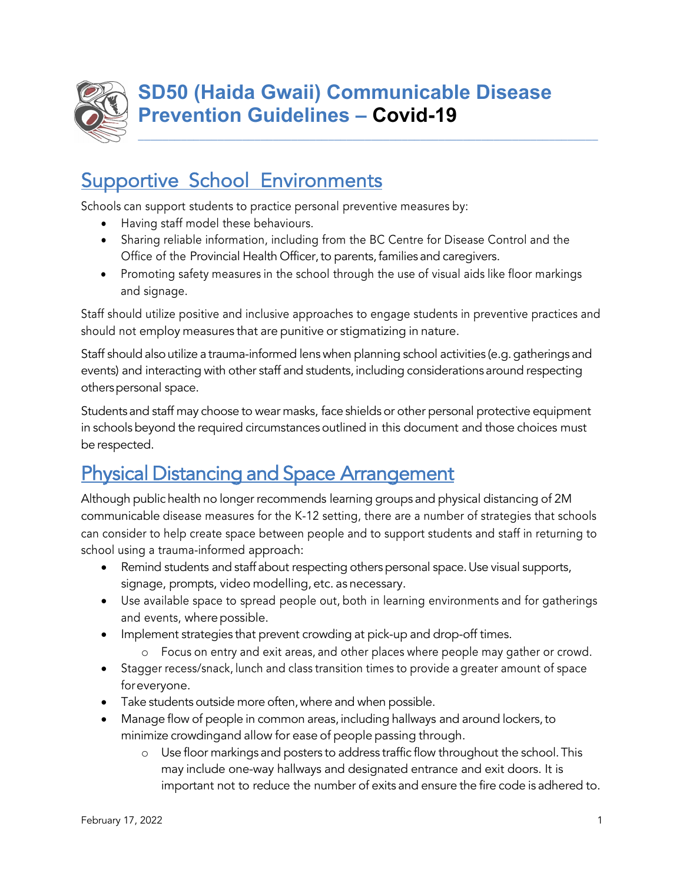# SD50 (Haida Gwaii) Communicable Disease Prevention Guidelines – **Covid-19**

## Supportive School Environments

Schools can support students to practice personal preventive measures by:

- Having staff model these behaviours.
- Sharing reliable information, including from the BC Centre for Disease Control and the Office of the Provincial Health Officer, to parents, families and caregivers.
- Promoting safety measures in the school through the use of visual aids like floor markings and signage.

Staff should utilize positive and inclusive approaches to engage students in preventive practices and should not employ measures that are punitive or stigmatizing in nature.

Staff should also utilize a trauma-informed lens when planning school activities (e.g. gatherings and events) and interacting with other staff and students, including considerations around respecting others personal space.

Students and staff may choose to wear masks, face shields or other personal protective equipment in schools beyond the required circumstances outlined in this document and those choices must be respected.

## Physical Distancing and Space Arrangement

Although public health no longer recommends learning groups and physical distancing of 2M communicable disease measures for the K-12 setting, there are a number of strategies that schools can consider to help create space between people and to support students and staff in returning to school using a trauma-informed approach:

- Remind students and staff about respecting others personal space. Use visual supports, signage, prompts, video modelling, etc. as necessary.
- Use available space to spread people out, both in learning environments and for gatherings and events, where possible.
- Implement strategies that prevent crowding at pick-up and drop-off times.
  - Focus on entry and exit areas, and other places where people may gather or crowd.
- Stagger recess/snack, lunch and class transition times to provide a greater amount of space for everyone.
- Take students outside more often, where and when possible.
- Manage flow of people in common areas, including hallways and around lockers, to minimize crowding and allow for ease of people passing through.
  - Use floor markings and posters to address traffic flow throughout the school. This may include one-way hallways and designated entrance and exit doors. It is important not to reduce the number of exits and ensure the fire code is adhered to.

February 17, 2022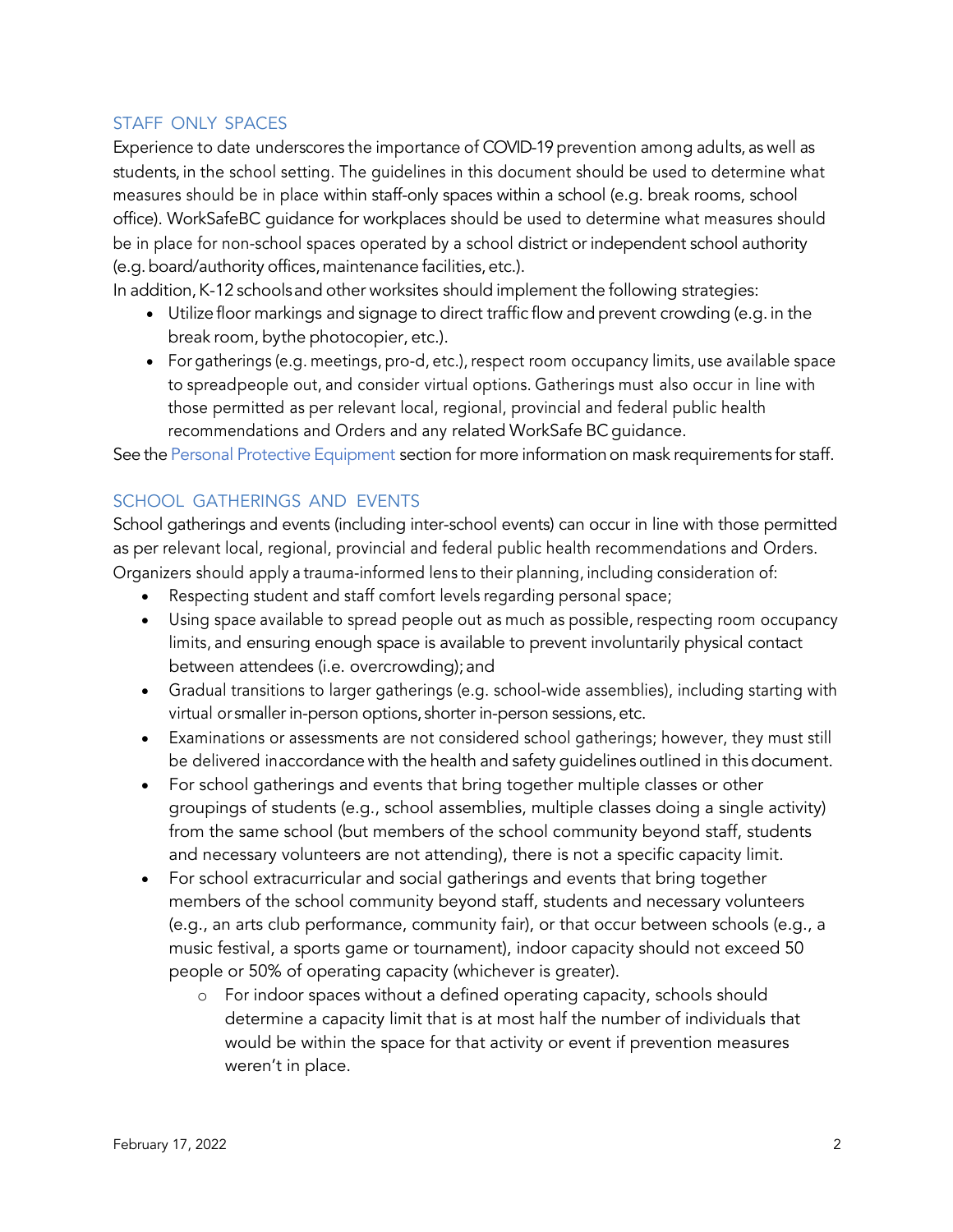## STAFF ONLY SPACES

Experience to date underscores the importance of COVID-19 prevention among adults, as well as students, in the school setting. The guidelines in this document should be used to determine what measures should be in place within staff-only spaces within a school (e.g. break rooms, school office). WorkSafeBC guidance for workplaces should be used to determine what measures should be in place for non-school spaces operated by a school district or independent school authority (e.g. board/authority offices, maintenance facilities, etc.).

In addition, K-12 schools and other worksites should implement the following strategies:

- Utilize floor markings and signage to direct traffic flow and prevent crowding (e.g. in the break room, bythe photocopier, etc.).
- For gatherings (e.g. meetings, pro-d, etc.), respect room occupancy limits, use available space to spreadpeople out, and consider virtual options. Gatherings must also occur in line with those permitted as per relevant local, regional, provincial and federal public health recommendations and Orders and any related WorkSafe BC guidance.

See the Personal Protective Equipment section for more information on mask requirements for staff.

## SCHOOL GATHERINGS AND EVENTS

School gatherings and events (including inter-school events) can occur in line with those permitted as per relevant local, regional, provincial and federal public health recommendations and Orders. Organizers should apply a trauma-informed lens to their planning, including consideration of:

- Respecting student and staff comfort levels regarding personal space;
- Using space available to spread people out as much as possible, respecting room occupancy limits, and ensuring enough space is available to prevent involuntarily physical contact between attendees (i.e. overcrowding); and
- Gradual transitions to larger gatherings (e.g. school-wide assemblies), including starting with virtual orsmaller in-person options, shorter in-person sessions, etc.
- Examinations or assessments are not considered school gatherings; however, they must still be delivered inaccordance with the health and safety guidelines outlined in this document.
- For school gatherings and events that bring together multiple classes or other groupings of students (e.g., school assemblies, multiple classes doing a single activity) from the same school (but members of the school community beyond staff, students and necessary volunteers are not attending), there is not a specific capacity limit.
- For school extracurricular and social gatherings and events that bring together members of the school community beyond staff, students and necessary volunteers (e.g., an arts club performance, community fair), or that occur between schools (e.g., a music festival, a sports game or tournament), indoor capacity should not exceed 50 people or 50% of operating capacity (whichever is greater).
  - For indoor spaces without a defined operating capacity, schools should determine a capacity limit that is at most half the number of individuals that would be within the space for that activity or event if prevention measures weren't in place.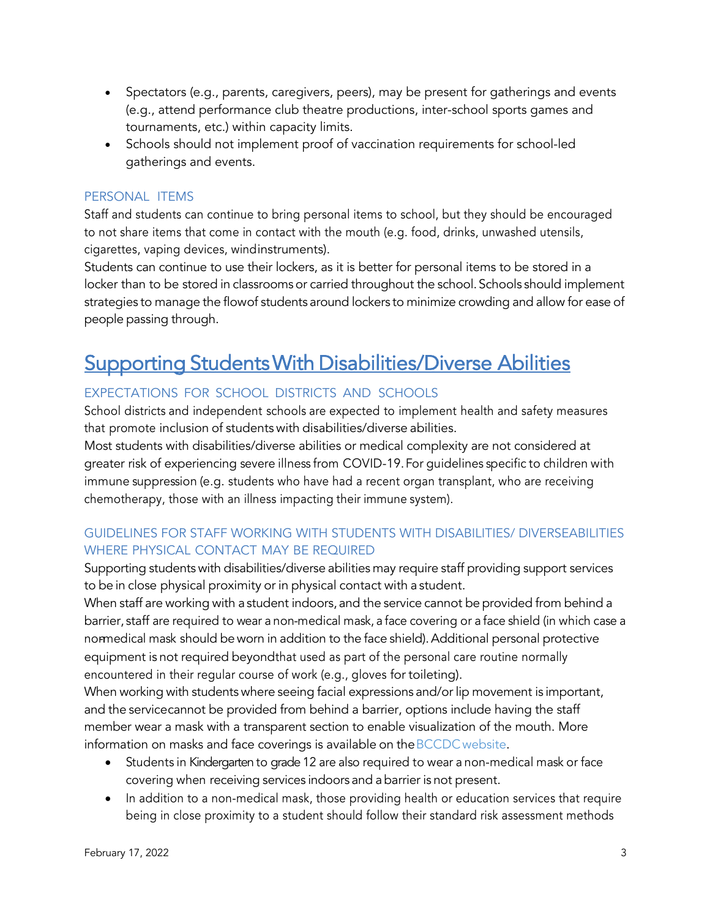- Spectators (e.g., parents, caregivers, peers), may be present for gatherings and events (e.g., attend performance club theatre productions, inter-school sports games and tournaments, etc.) within capacity limits.
- Schools should not implement proof of vaccination requirements for school-led gatherings and events.

### PERSONAL ITEMS

Staff and students can continue to bring personal items to school, but they should be encouraged to not share items that come in contact with the mouth (e.g. food, drinks, unwashed utensils, cigarettes, vaping devices, wind instruments).

Students can continue to use their lockers, as it is better for personal items to be stored in a locker than to be stored in classrooms or carried throughout the school. Schools should implement strategies to manage the flow of students around lockers to minimize crowding and allow for ease of people passing through.

## Supporting Students With Disabilities/Diverse Abilities

### EXPECTATIONS FOR SCHOOL DISTRICTS AND SCHOOLS

School districts and independent schools are expected to implement health and safety measures that promote inclusion of students with disabilities/diverse abilities.

Most students with disabilities/diverse abilities or medical complexity are not considered at greater risk of experiencing severe illness from COVID-19. For guidelines specific to children with immune suppression (e.g. students who have had a recent organ transplant, who are receiving chemotherapy, those with an illness impacting their immune system).

### GUIDELINES FOR STAFF WORKING WITH STUDENTS WITH DISABILITIES/ DIVERSE ABILITIES WHERE PHYSICAL CONTACT MAY BE REQUIRED

Supporting students with disabilities/diverse abilities may require staff providing support services to be in close physical proximity or in physical contact with a student.

When staff are working with a student indoors, and the service cannot be provided from behind a barrier, staff are required to wear a non-medical mask, a face covering or a face shield (in which case a non-medical mask should be worn in addition to the face shield). Additional personal protective equipment is not required beyond that used as part of the personal care routine normally encountered in their regular course of work (e.g., gloves for toileting).

When working with students where seeing facial expressions and/or lip movement is important, and the service cannot be provided from behind a barrier, options include having the staff member wear a mask with a transparent section to enable visualization of the mouth. More information on masks and face coverings is available on the BCCDC website.

- Students in Kindergarten to grade 12 are also required to wear a non-medical mask or face covering when receiving services indoors and a barrier is not present.
- In addition to a non-medical mask, those providing health or education services that require being in close proximity to a student should follow their standard risk assessment methods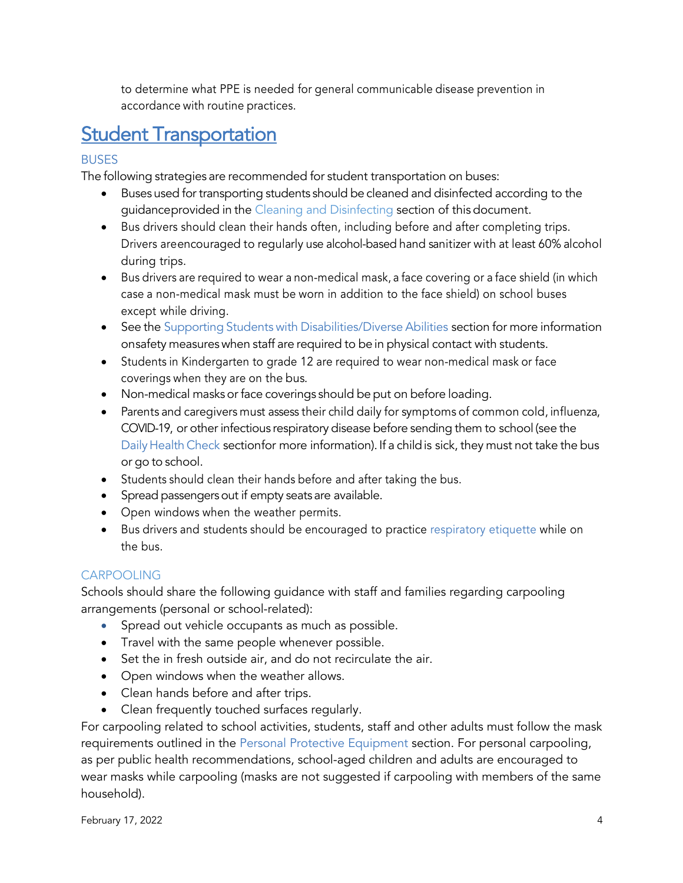to determine what PPE is needed for general communicable disease prevention in accordance with routine practices.

## Student Transportation

### BUSES

The following strategies are recommended for student transportation on buses:

- Buses used for transporting students should be cleaned and disinfected according to the guidanceprovided in the Cleaning and Disinfecting section of this document.
- Bus drivers should clean their hands often, including before and after completing trips. Drivers areencouraged to regularly use alcohol-based hand sanitizer with at least 60% alcohol during trips.
- Bus drivers are required to wear a non-medical mask, a face covering or a face shield (in which case a non-medical mask must be worn in addition to the face shield) on school buses except while driving.
- See the Supporting Students with Disabilities/Diverse Abilities section for more information onsafety measures when staff are required to be in physical contact with students.
- Students in Kindergarten to grade 12 are required to wear non-medical mask or face coverings when they are on the bus.
- Non-medical masks or face coverings should be put on before loading.
- Parents and caregivers must assess their child daily for symptoms of common cold, influenza, COVID-19, or other infectious respiratory disease before sending them to school (see the Daily Health Check sectionfor more information). If a child is sick, they must not take the bus or go to school.
- Students should clean their hands before and after taking the bus.
- Spread passengers out if empty seats are available.
- Open windows when the weather permits.
- Bus drivers and students should be encouraged to practice respiratory etiquette while on the bus.

### CARPOOLING

Schools should share the following guidance with staff and families regarding carpooling arrangements (personal or school-related):

- Spread out vehicle occupants as much as possible.
- Travel with the same people whenever possible.
- Set the in fresh outside air, and do not recirculate the air.
- Open windows when the weather allows.
- Clean hands before and after trips.
- Clean frequently touched surfaces regularly.

For carpooling related to school activities, students, staff and other adults must follow the mask requirements outlined in the Personal Protective Equipment section. For personal carpooling, as per public health recommendations, school-aged children and adults are encouraged to wear masks while carpooling (masks are not suggested if carpooling with members of the same household).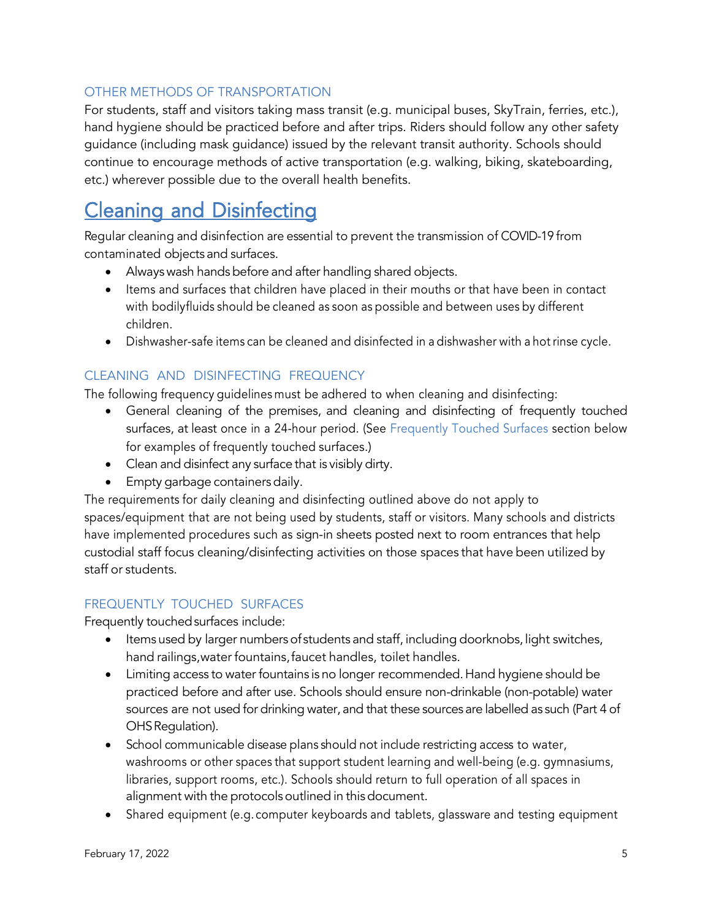### OTHER METHODS OF TRANSPORTATION

For students, staff and visitors taking mass transit (e.g. municipal buses, SkyTrain, ferries, etc.), hand hygiene should be practiced before and after trips. Riders should follow any other safety guidance (including mask guidance) issued by the relevant transit authority. Schools should continue to encourage methods of active transportation (e.g. walking, biking, skateboarding, etc.) wherever possible due to the overall health benefits.

## Cleaning and Disinfecting

Regular cleaning and disinfection are essential to prevent the transmission of COVID-19 from contaminated objects and surfaces.

- Always wash hands before and after handling shared objects.
- Items and surfaces that children have placed in their mouths or that have been in contact with bodilyfluids should be cleaned as soon as possible and between uses by different children.
- Dishwasher-safe items can be cleaned and disinfected in a dishwasher with a hot rinse cycle.

### CLEANING AND DISINFECTING FREQUENCY

The following frequency guidelines must be adhered to when cleaning and disinfecting:

- General cleaning of the premises, and cleaning and disinfecting of frequently touched surfaces, at least once in a 24-hour period. (See Frequently Touched Surfaces section below for examples of frequently touched surfaces.)
- Clean and disinfect any surface that is visibly dirty.
- Empty garbage containers daily.

The requirements for daily cleaning and disinfecting outlined above do not apply to spaces/equipment that are not being used by students, staff or visitors. Many schools and districts have implemented procedures such as sign-in sheets posted next to room entrances that help custodial staff focus cleaning/disinfecting activities on those spaces that have been utilized by staff or students.

### FREQUENTLY TOUCHED SURFACES

Frequently touched surfaces include:

- Items used by larger numbers of students and staff, including doorknobs, light switches, hand railings, water fountains, faucet handles, toilet handles.
- Limiting access to water fountains is no longer recommended. Hand hygiene should be practiced before and after use. Schools should ensure non-drinkable (non-potable) water sources are not used for drinking water, and that these sources are labelled as such (Part 4 of OHS Regulation).
- School communicable disease plans should not include restricting access to water, washrooms or other spaces that support student learning and well-being (e.g. gymnasiums, libraries, support rooms, etc.). Schools should return to full operation of all spaces in alignment with the protocols outlined in this document.
- Shared equipment (e.g. computer keyboards and tablets, glassware and testing equipment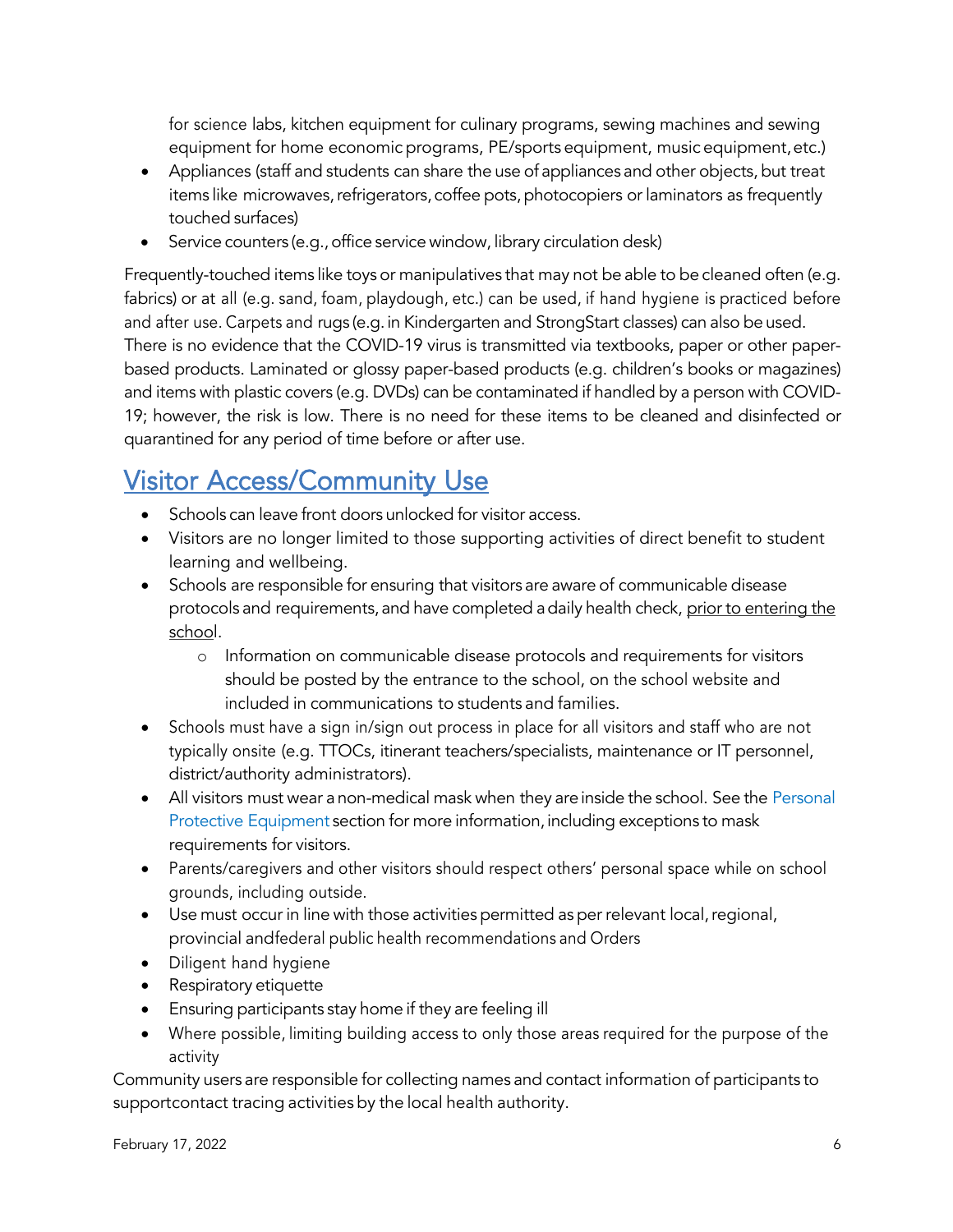for science labs, kitchen equipment for culinary programs, sewing machines and sewing equipment for home economic programs, PE/sports equipment, music equipment, etc.)

- Appliances (staff and students can share the use of appliances and other objects, but treat items like microwaves, refrigerators, coffee pots, photocopiers or laminators as frequently touched surfaces)
- Service counters (e.g., office service window, library circulation desk)

Frequently-touched items like toys or manipulatives that may not be able to be cleaned often (e.g. fabrics) or at all (e.g. sand, foam, playdough, etc.) can be used, if hand hygiene is practiced before and after use. Carpets and rugs (e.g. in Kindergarten and StrongStart classes) can also be used. There is no evidence that the COVID-19 virus is transmitted via textbooks, paper or other paper-based products. Laminated or glossy paper-based products (e.g. children's books or magazines) and items with plastic covers (e.g. DVDs) can be contaminated if handled by a person with COVID-19; however, the risk is low. There is no need for these items to be cleaned and disinfected or quarantined for any period of time before or after use.

## Visitor Access/Community Use

- Schools can leave front doors unlocked for visitor access.
- Visitors are no longer limited to those supporting activities of direct benefit to student learning and wellbeing.
- Schools are responsible for ensuring that visitors are aware of communicable disease protocols and requirements, and have completed a daily health check, prior to entering the school.
  - Information on communicable disease protocols and requirements for visitors should be posted by the entrance to the school, on the school website and included in communications to students and families.
- Schools must have a sign in/sign out process in place for all visitors and staff who are not typically onsite (e.g. TTOCs, itinerant teachers/specialists, maintenance or IT personnel, district/authority administrators).
- All visitors must wear a non-medical mask when they are inside the school. See the Personal Protective Equipment section for more information, including exceptions to mask requirements for visitors.
- Parents/caregivers and other visitors should respect others' personal space while on school grounds, including outside.
- Use must occur in line with those activities permitted as per relevant local, regional, provincial andfederal public health recommendations and Orders
- Diligent hand hygiene
- Respiratory etiquette
- Ensuring participants stay home if they are feeling ill
- Where possible, limiting building access to only those areas required for the purpose of the activity

Community users are responsible for collecting names and contact information of participants to supportcontact tracing activities by the local health authority.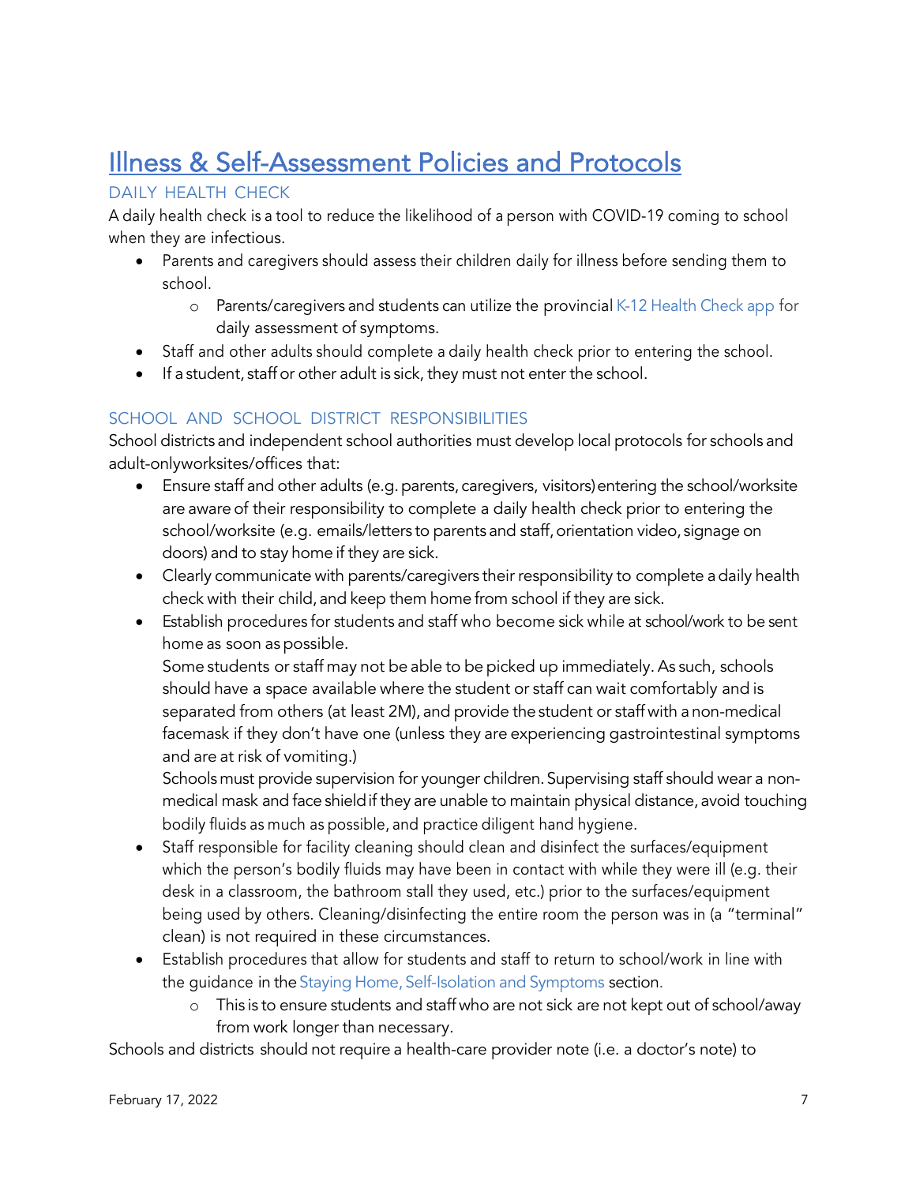# Illness & Self-Assessment Policies and Protocols

## DAILY HEALTH CHECK

A daily health check is a tool to reduce the likelihood of a person with COVID-19 coming to school when they are infectious.

- Parents and caregivers should assess their children daily for illness before sending them to school.
  - Parents/caregivers and students can utilize the provincial K-12 Health Check app for daily assessment of symptoms.
- Staff and other adults should complete a daily health check prior to entering the school.
- If a student, staff or other adult is sick, they must not enter the school.

## SCHOOL AND SCHOOL DISTRICT RESPONSIBILITIES

School districts and independent school authorities must develop local protocols for schools and adult-onlyworksites/offices that:

- Ensure staff and other adults (e.g. parents, caregivers, visitors) entering the school/worksite are aware of their responsibility to complete a daily health check prior to entering the school/worksite (e.g. emails/letters to parents and staff, orientation video, signage on doors) and to stay home if they are sick.
- Clearly communicate with parents/caregivers their responsibility to complete a daily health check with their child, and keep them home from school if they are sick.
- Establish procedures for students and staff who become sick while at school/work to be sent home as soon as possible.

  Some students or staff may not be able to be picked up immediately. As such, schools should have a space available where the student or staff can wait comfortably and is separated from others (at least 2M), and provide the student or staff with a non-medical facemask if they don't have one (unless they are experiencing gastrointestinal symptoms and are at risk of vomiting.)

  Schools must provide supervision for younger children. Supervising staff should wear a non-medical mask and face shield if they are unable to maintain physical distance, avoid touching bodily fluids as much as possible, and practice diligent hand hygiene.
- Staff responsible for facility cleaning should clean and disinfect the surfaces/equipment which the person's bodily fluids may have been in contact with while they were ill (e.g. their desk in a classroom, the bathroom stall they used, etc.) prior to the surfaces/equipment being used by others. Cleaning/disinfecting the entire room the person was in (a "terminal" clean) is not required in these circumstances.
- Establish procedures that allow for students and staff to return to school/work in line with the guidance in the Staying Home, Self-Isolation and Symptoms section.
  - This is to ensure students and staff who are not sick are not kept out of school/away from work longer than necessary.

Schools and districts should not require a health-care provider note (i.e. a doctor's note) to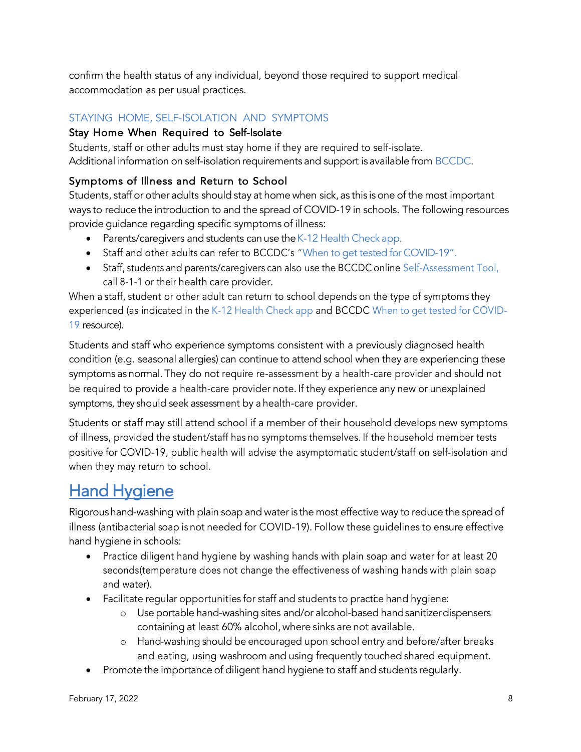confirm the health status of any individual, beyond those required to support medical accommodation as per usual practices.

### STAYING HOME, SELF-ISOLATION AND SYMPTOMS

#### Stay Home When Required to Self-Isolate

Students, staff or other adults must stay home if they are required to self-isolate. Additional information on self-isolation requirements and support is available from BCCDC.

#### Symptoms of Illness and Return to School

Students, staff or other adults should stay at home when sick, as this is one of the most important ways to reduce the introduction to and the spread of COVID-19 in schools. The following resources provide guidance regarding specific symptoms of illness:

- Parents/caregivers and students can use the K-12 Health Check app.
- Staff and other adults can refer to BCCDC's "When to get tested for COVID-19".
- Staff, students and parents/caregivers can also use the BCCDC online Self-Assessment Tool, call 8-1-1 or their health care provider.

When a staff, student or other adult can return to school depends on the type of symptoms they experienced (as indicated in the K-12 Health Check app and BCCDC When to get tested for COVID-19 resource).

Students and staff who experience symptoms consistent with a previously diagnosed health condition (e.g. seasonal allergies) can continue to attend school when they are experiencing these symptoms as normal. They do not require re-assessment by a health-care provider and should not be required to provide a health-care provider note. If they experience any new or unexplained symptoms, they should seek assessment by a health-care provider.

Students or staff may still attend school if a member of their household develops new symptoms of illness, provided the student/staff has no symptoms themselves. If the household member tests positive for COVID-19, public health will advise the asymptomatic student/staff on self-isolation and when they may return to school.

## Hand Hygiene

Rigorous hand-washing with plain soap and water is the most effective way to reduce the spread of illness (antibacterial soap is not needed for COVID-19). Follow these guidelines to ensure effective hand hygiene in schools:

- Practice diligent hand hygiene by washing hands with plain soap and water for at least 20 seconds(temperature does not change the effectiveness of washing hands with plain soap and water).
- Facilitate regular opportunities for staff and students to practice hand hygiene:
  - Use portable hand-washing sites and/or alcohol-based hand sanitizer dispensers containing at least 60% alcohol, where sinks are not available.
  - Hand-washing should be encouraged upon school entry and before/after breaks and eating, using washroom and using frequently touched shared equipment.
- Promote the importance of diligent hand hygiene to staff and students regularly.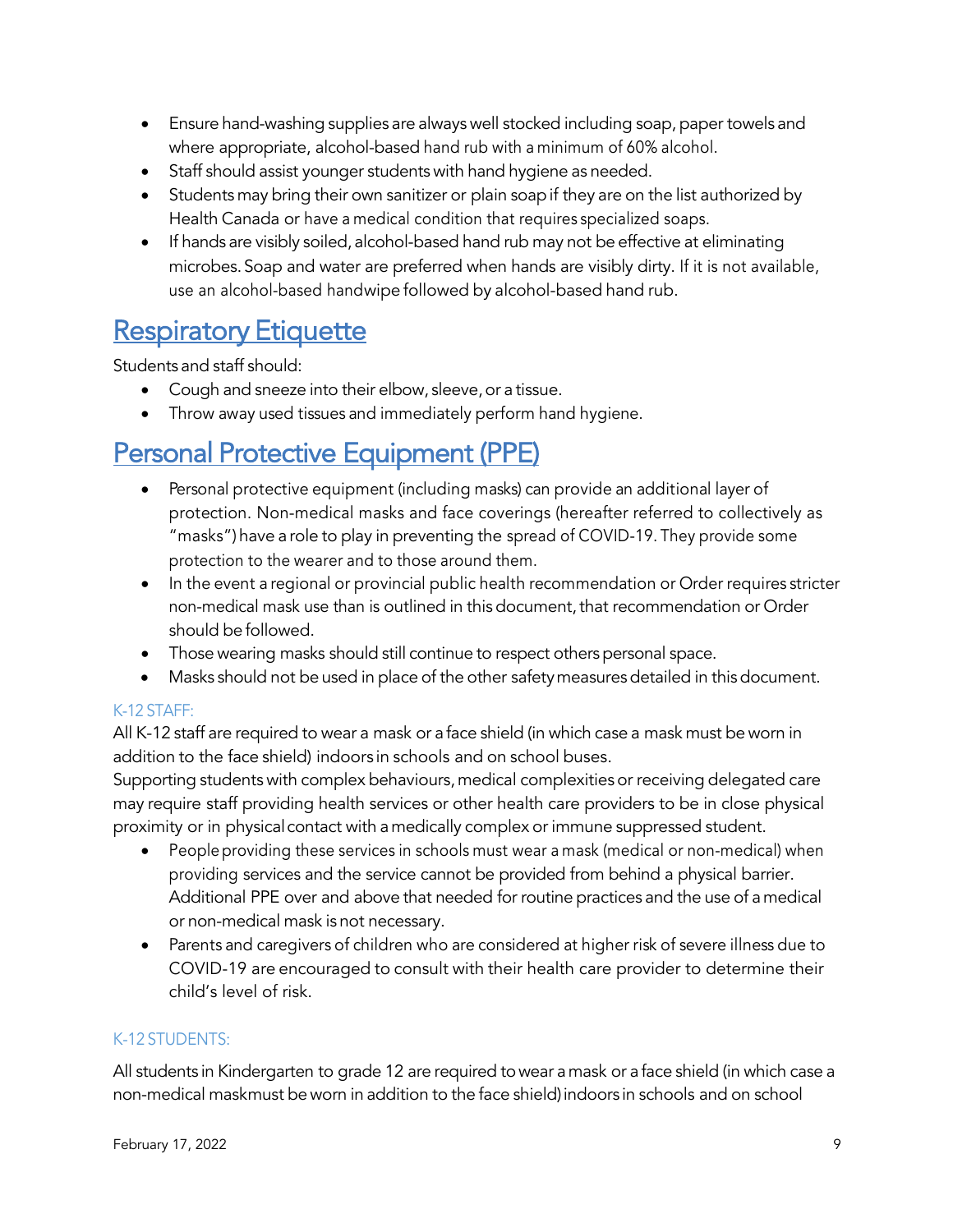- Ensure hand-washing supplies are always well stocked including soap, paper towels and where appropriate, alcohol-based hand rub with a minimum of 60% alcohol.
- Staff should assist younger students with hand hygiene as needed.
- Students may bring their own sanitizer or plain soap if they are on the list authorized by Health Canada or have a medical condition that requires specialized soaps.
- If hands are visibly soiled, alcohol-based hand rub may not be effective at eliminating microbes. Soap and water are preferred when hands are visibly dirty. If it is not available, use an alcohol-based handwipe followed by alcohol-based hand rub.

## Respiratory Etiquette

Students and staff should:

- Cough and sneeze into their elbow, sleeve, or a tissue.
- Throw away used tissues and immediately perform hand hygiene.

## Personal Protective Equipment (PPE)

- Personal protective equipment (including masks) can provide an additional layer of protection. Non-medical masks and face coverings (hereafter referred to collectively as "masks") have a role to play in preventing the spread of COVID-19. They provide some protection to the wearer and to those around them.
- In the event a regional or provincial public health recommendation or Order requires stricter non-medical mask use than is outlined in this document, that recommendation or Order should be followed.
- Those wearing masks should still continue to respect others personal space.
- Masks should not be used in place of the other safety measures detailed in this document.

### K-12 STAFF:

All K-12 staff are required to wear a mask or a face shield (in which case a mask must be worn in addition to the face shield) indoors in schools and on school buses.

Supporting students with complex behaviours, medical complexities or receiving delegated care may require staff providing health services or other health care providers to be in close physical proximity or in physical contact with a medically complex or immune suppressed student.

- People providing these services in schools must wear a mask (medical or non-medical) when providing services and the service cannot be provided from behind a physical barrier. Additional PPE over and above that needed for routine practices and the use of a medical or non-medical mask is not necessary.
- Parents and caregivers of children who are considered at higher risk of severe illness due to COVID-19 are encouraged to consult with their health care provider to determine their child's level of risk.

### K-12 STUDENTS:

All students in Kindergarten to grade 12 are required to wear a mask or a face shield (in which case a non-medical mask must be worn in addition to the face shield) indoors in schools and on school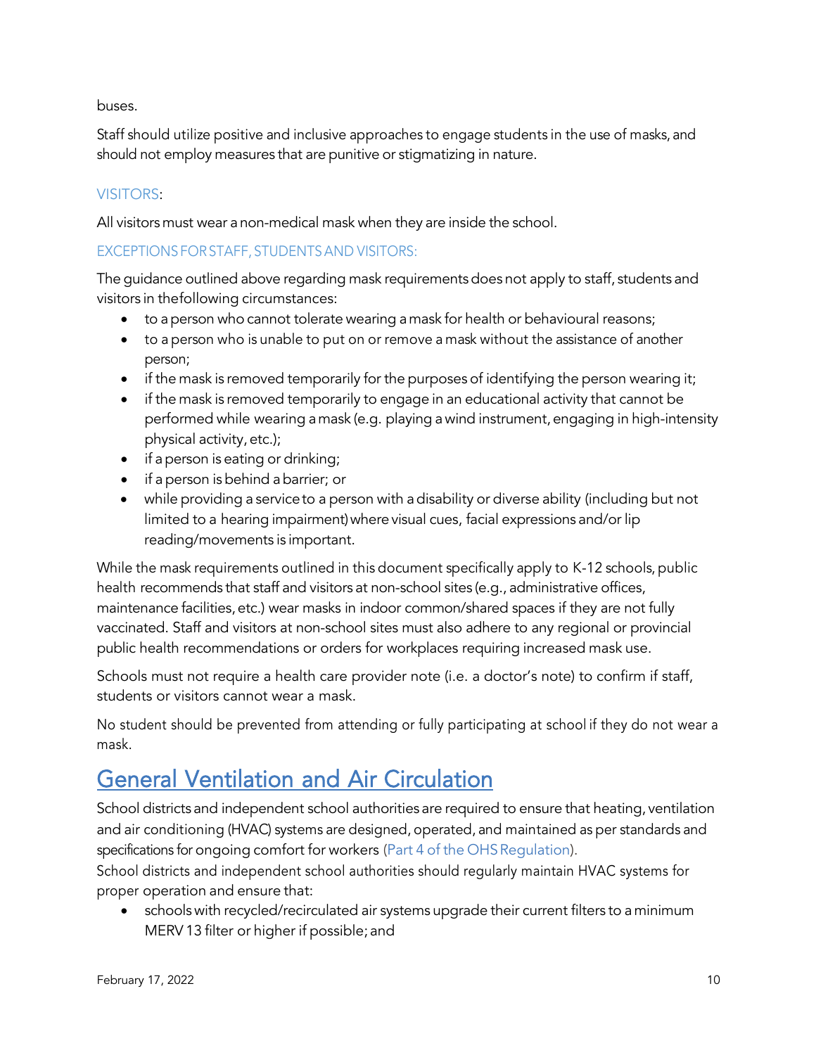buses.

Staff should utilize positive and inclusive approaches to engage students in the use of masks, and should not employ measures that are punitive or stigmatizing in nature.

### VISITORS:

All visitors must wear a non-medical mask when they are inside the school.

### EXCEPTIONS FOR STAFF, STUDENTS AND VISITORS:

The guidance outlined above regarding mask requirements does not apply to staff, students and visitors in thefollowing circumstances:

- to a person who cannot tolerate wearing a mask for health or behavioural reasons;
- to a person who is unable to put on or remove a mask without the assistance of another person;
- if the mask is removed temporarily for the purposes of identifying the person wearing it;
- if the mask is removed temporarily to engage in an educational activity that cannot be performed while wearing a mask (e.g. playing a wind instrument, engaging in high-intensity physical activity, etc.);
- if a person is eating or drinking;
- if a person is behind a barrier; or
- while providing a service to a person with a disability or diverse ability (including but not limited to a hearing impairment) where visual cues, facial expressions and/or lip reading/movements is important.

While the mask requirements outlined in this document specifically apply to K-12 schools, public health recommends that staff and visitors at non-school sites (e.g., administrative offices, maintenance facilities, etc.) wear masks in indoor common/shared spaces if they are not fully vaccinated. Staff and visitors at non-school sites must also adhere to any regional or provincial public health recommendations or orders for workplaces requiring increased mask use.

Schools must not require a health care provider note (i.e. a doctor's note) to confirm if staff, students or visitors cannot wear a mask.

No student should be prevented from attending or fully participating at school if they do not wear a mask.

## General Ventilation and Air Circulation

School districts and independent school authorities are required to ensure that heating, ventilation and air conditioning (HVAC) systems are designed, operated, and maintained as per standards and specifications for ongoing comfort for workers (Part 4 of the OHS Regulation).

School districts and independent school authorities should regularly maintain HVAC systems for proper operation and ensure that:

- schools with recycled/recirculated air systems upgrade their current filters to a minimum MERV 13 filter or higher if possible; and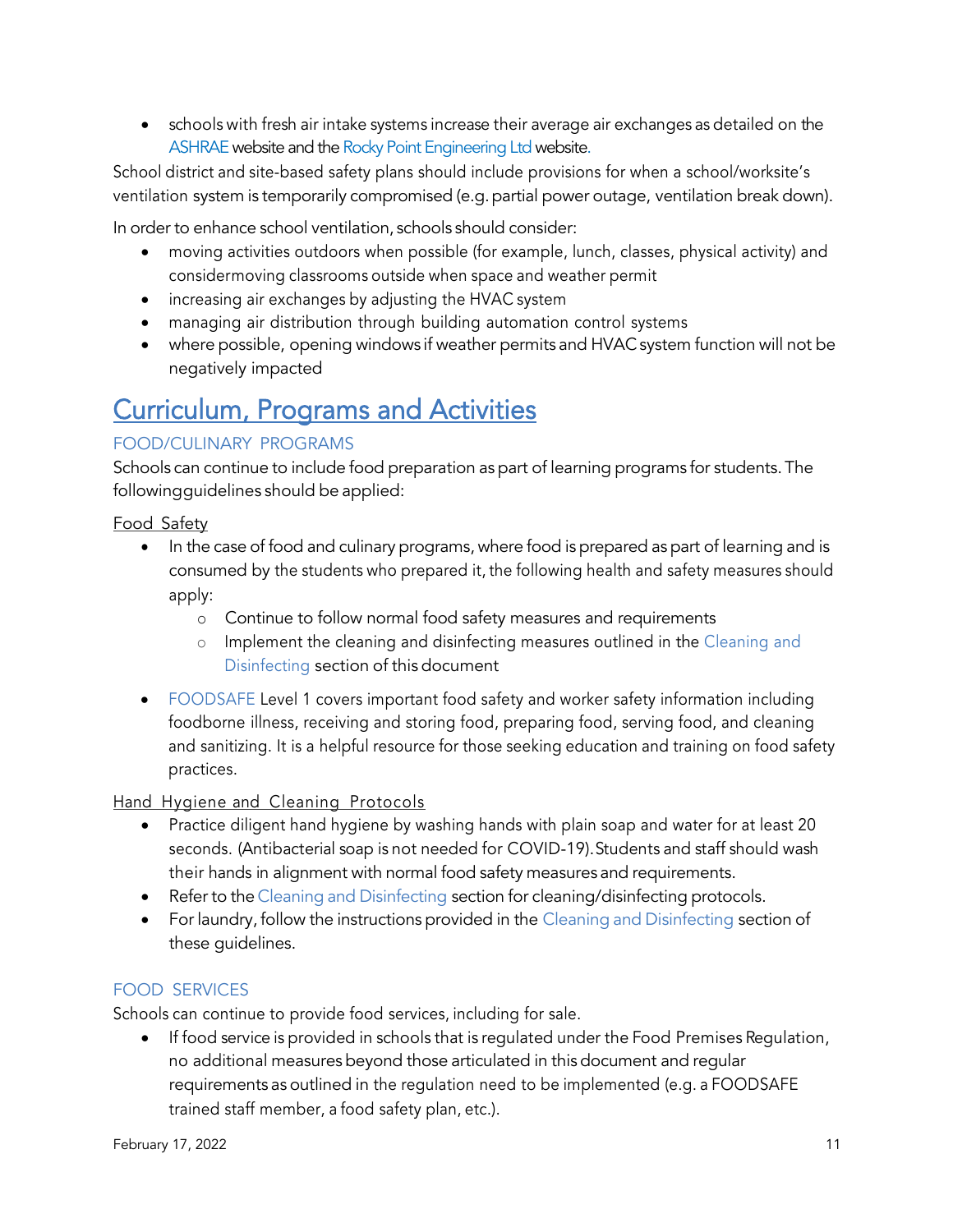- schools with fresh air intake systems increase their average air exchanges as detailed on the ASHRAE website and the Rocky Point Engineering Ltd website.

School district and site-based safety plans should include provisions for when a school/worksite's ventilation system is temporarily compromised (e.g. partial power outage, ventilation break down).

In order to enhance school ventilation, schools should consider:

- moving activities outdoors when possible (for example, lunch, classes, physical activity) and considermoving classrooms outside when space and weather permit
- increasing air exchanges by adjusting the HVAC system
- managing air distribution through building automation control systems
- where possible, opening windows if weather permits and HVAC system function will not be negatively impacted

# Curriculum, Programs and Activities

## FOOD/CULINARY PROGRAMS

Schools can continue to include food preparation as part of learning programs for students. The followingguidelines should be applied:

### Food Safety

- In the case of food and culinary programs, where food is prepared as part of learning and is consumed by the students who prepared it, the following health and safety measures should apply:
  - Continue to follow normal food safety measures and requirements
  - Implement the cleaning and disinfecting measures outlined in the Cleaning and Disinfecting section of this document
- FOODSAFE Level 1 covers important food safety and worker safety information including foodborne illness, receiving and storing food, preparing food, serving food, and cleaning and sanitizing. It is a helpful resource for those seeking education and training on food safety practices.

### Hand Hygiene and Cleaning Protocols

- Practice diligent hand hygiene by washing hands with plain soap and water for at least 20 seconds. (Antibacterial soap is not needed for COVID-19). Students and staff should wash their hands in alignment with normal food safety measures and requirements.
- Refer to the Cleaning and Disinfecting section for cleaning/disinfecting protocols.
- For laundry, follow the instructions provided in the Cleaning and Disinfecting section of these guidelines.

## FOOD SERVICES

Schools can continue to provide food services, including for sale.

- If food service is provided in schools that is regulated under the Food Premises Regulation, no additional measures beyond those articulated in this document and regular requirements as outlined in the regulation need to be implemented (e.g. a FOODSAFE trained staff member, a food safety plan, etc.).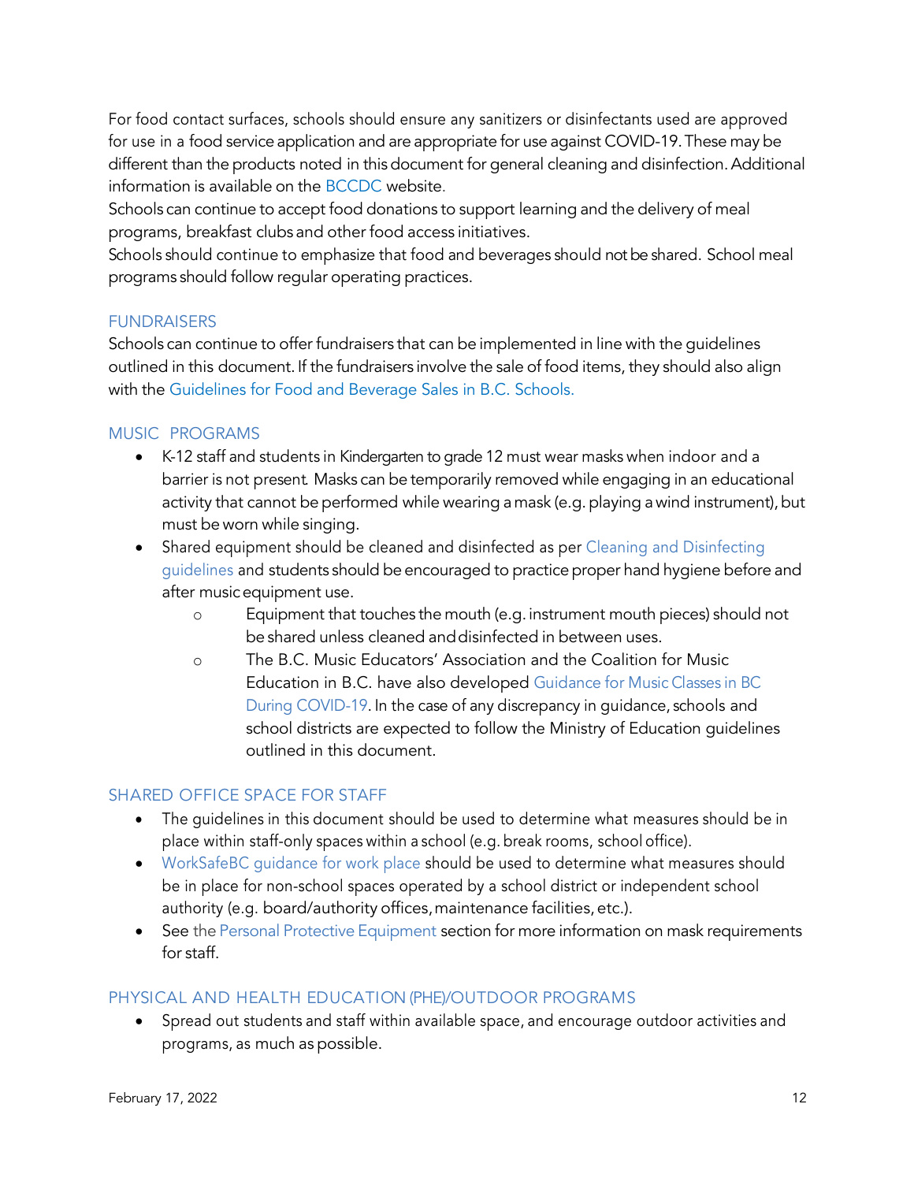For food contact surfaces, schools should ensure any sanitizers or disinfectants used are approved for use in a food service application and are appropriate for use against COVID-19. These may be different than the products noted in this document for general cleaning and disinfection. Additional information is available on the BCCDC website.

Schools can continue to accept food donations to support learning and the delivery of meal programs, breakfast clubs and other food access initiatives.

Schools should continue to emphasize that food and beverages should not be shared. School meal programs should follow regular operating practices.

## FUNDRAISERS

Schools can continue to offer fundraisers that can be implemented in line with the guidelines outlined in this document. If the fundraisers involve the sale of food items, they should also align with the Guidelines for Food and Beverage Sales in B.C. Schools.

## MUSIC PROGRAMS

- K-12 staff and students in Kindergarten to grade 12 must wear masks when indoor and a barrier is not present. Masks can be temporarily removed while engaging in an educational activity that cannot be performed while wearing a mask (e.g. playing a wind instrument), but must be worn while singing.
- Shared equipment should be cleaned and disinfected as per Cleaning and Disinfecting guidelines and students should be encouraged to practice proper hand hygiene before and after music equipment use.
    - Equipment that touches the mouth (e.g. instrument mouth pieces) should not be shared unless cleaned and disinfected in between uses.
    - The B.C. Music Educators' Association and the Coalition for Music Education in B.C. have also developed Guidance for Music Classes in BC During COVID-19. In the case of any discrepancy in guidance, schools and school districts are expected to follow the Ministry of Education guidelines outlined in this document.

## SHARED OFFICE SPACE FOR STAFF

- The guidelines in this document should be used to determine what measures should be in place within staff-only spaces within a school (e.g. break rooms, school office).
- WorkSafeBC guidance for work place should be used to determine what measures should be in place for non-school spaces operated by a school district or independent school authority (e.g. board/authority offices, maintenance facilities, etc.).
- See the Personal Protective Equipment section for more information on mask requirements for staff.

## PHYSICAL AND HEALTH EDUCATION (PHE)/OUTDOOR PROGRAMS

- Spread out students and staff within available space, and encourage outdoor activities and programs, as much as possible.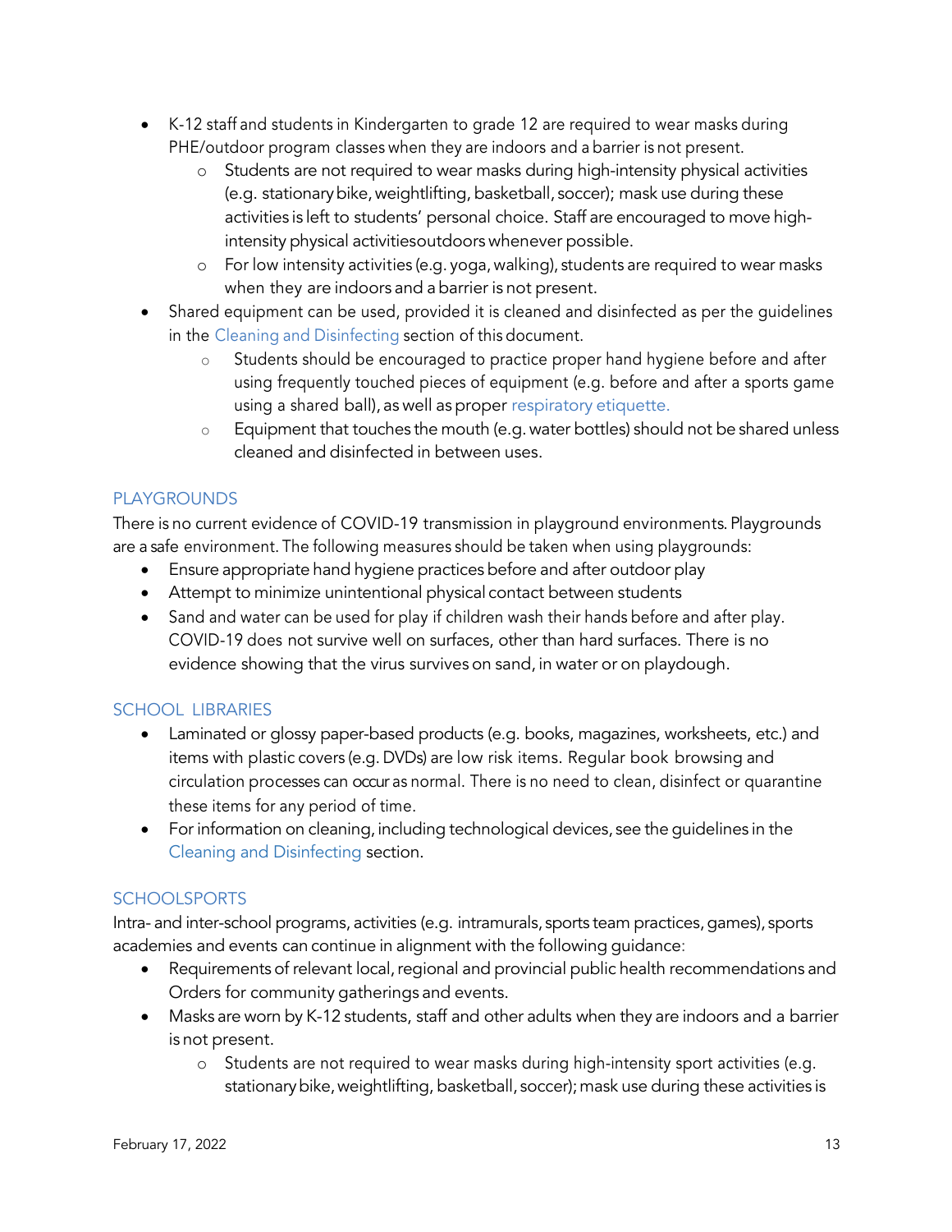- K-12 staff and students in Kindergarten to grade 12 are required to wear masks during PHE/outdoor program classes when they are indoors and a barrier is not present.
  - Students are not required to wear masks during high-intensity physical activities (e.g. stationary bike, weightlifting, basketball, soccer); mask use during these activities is left to students' personal choice. Staff are encouraged to move high-intensity physical activitiesoutdoors whenever possible.
  - For low intensity activities (e.g. yoga, walking), students are required to wear masks when they are indoors and a barrier is not present.
- Shared equipment can be used, provided it is cleaned and disinfected as per the guidelines in the Cleaning and Disinfecting section of this document.
  - Students should be encouraged to practice proper hand hygiene before and after using frequently touched pieces of equipment (e.g. before and after a sports game using a shared ball), as well as proper respiratory etiquette.
  - Equipment that touches the mouth (e.g. water bottles) should not be shared unless cleaned and disinfected in between uses.

## PLAYGROUNDS

There is no current evidence of COVID-19 transmission in playground environments. Playgrounds are a safe environment. The following measures should be taken when using playgrounds:

- Ensure appropriate hand hygiene practices before and after outdoor play
- Attempt to minimize unintentional physical contact between students
- Sand and water can be used for play if children wash their hands before and after play. COVID-19 does not survive well on surfaces, other than hard surfaces. There is no evidence showing that the virus survives on sand, in water or on playdough.

## SCHOOL LIBRARIES

- Laminated or glossy paper-based products (e.g. books, magazines, worksheets, etc.) and items with plastic covers (e.g. DVDs) are low risk items. Regular book browsing and circulation processes can occur as normal. There is no need to clean, disinfect or quarantine these items for any period of time.
- For information on cleaning, including technological devices, see the guidelines in the Cleaning and Disinfecting section.

## SCHOOLSPORTS

Intra- and inter-school programs, activities (e.g. intramurals, sports team practices, games), sports academies and events can continue in alignment with the following guidance:

- Requirements of relevant local, regional and provincial public health recommendations and Orders for community gatherings and events.
- Masks are worn by K-12 students, staff and other adults when they are indoors and a barrier is not present.
  - Students are not required to wear masks during high-intensity sport activities (e.g. stationary bike, weightlifting, basketball, soccer); mask use during these activities is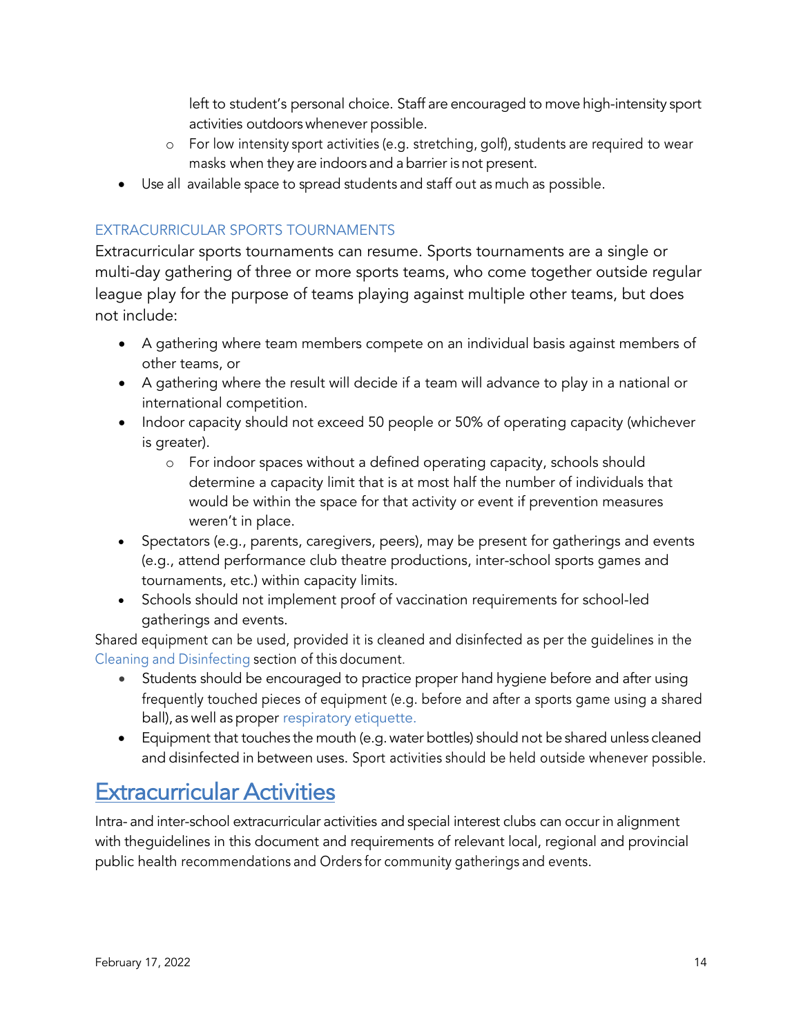left to student's personal choice. Staff are encouraged to move high-intensity sport activities outdoors whenever possible.
    - For low intensity sport activities (e.g. stretching, golf), students are required to wear masks when they are indoors and a barrier is not present.
- Use all available space to spread students and staff out as much as possible.

### EXTRACURRICULAR SPORTS TOURNAMENTS

Extracurricular sports tournaments can resume. Sports tournaments are a single or multi-day gathering of three or more sports teams, who come together outside regular league play for the purpose of teams playing against multiple other teams, but does not include:

- A gathering where team members compete on an individual basis against members of other teams, or
- A gathering where the result will decide if a team will advance to play in a national or international competition.
- Indoor capacity should not exceed 50 people or 50% of operating capacity (whichever is greater).
    - For indoor spaces without a defined operating capacity, schools should determine a capacity limit that is at most half the number of individuals that would be within the space for that activity or event if prevention measures weren't in place.
- Spectators (e.g., parents, caregivers, peers), may be present for gatherings and events (e.g., attend performance club theatre productions, inter-school sports games and tournaments, etc.) within capacity limits.
- Schools should not implement proof of vaccination requirements for school-led gatherings and events.

Shared equipment can be used, provided it is cleaned and disinfected as per the guidelines in the Cleaning and Disinfecting section of this document.

- Students should be encouraged to practice proper hand hygiene before and after using frequently touched pieces of equipment (e.g. before and after a sports game using a shared ball), as well as proper respiratory etiquette.
- Equipment that touches the mouth (e.g. water bottles) should not be shared unless cleaned and disinfected in between uses. Sport activities should be held outside whenever possible.

## Extracurricular Activities

Intra- and inter-school extracurricular activities and special interest clubs can occur in alignment with theguidelines in this document and requirements of relevant local, regional and provincial public health recommendations and Orders for community gatherings and events.